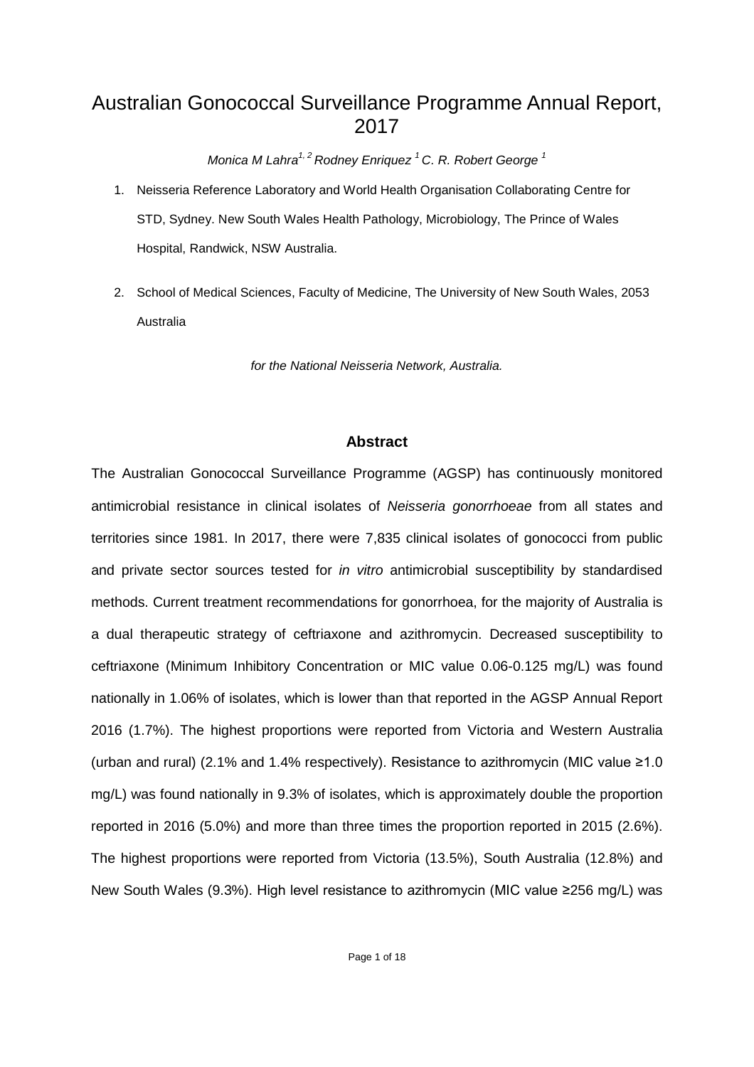# Australian Gonococcal Surveillance Programme Annual Report, 2017

*Monica M Lahra[1, 2] Rodney Enriquez [1] C. R. Robert George [1]*

1. Neisseria Reference Laboratory and World Health Organisation Collaborating Centre for STD, Sydney. New South Wales Health Pathology, Microbiology, The Prince of Wales Hospital, Randwick, NSW Australia.

2. School of Medical Sciences, Faculty of Medicine, The University of New South Wales, 2053 Australia

*for the National Neisseria Network, Australia.*

## Abstract

The Australian Gonococcal Surveillance Programme (AGSP) has continuously monitored antimicrobial resistance in clinical isolates of *Neisseria gonorrhoeae* from all states and territories since 1981. In 2017, there were 7,835 clinical isolates of gonococci from public and private sector sources tested for *in vitro* antimicrobial susceptibility by standardised methods. Current treatment recommendations for gonorrhoea, for the majority of Australia is a dual therapeutic strategy of ceftriaxone and azithromycin. Decreased susceptibility to ceftriaxone (Minimum Inhibitory Concentration or MIC value 0.06-0.125 mg/L) was found nationally in 1.06% of isolates, which is lower than that reported in the AGSP Annual Report 2016 (1.7%). The highest proportions were reported from Victoria and Western Australia (urban and rural) (2.1% and 1.4% respectively). Resistance to azithromycin (MIC value ≥1.0 mg/L) was found nationally in 9.3% of isolates, which is approximately double the proportion reported in 2016 (5.0%) and more than three times the proportion reported in 2015 (2.6%). The highest proportions were reported from Victoria (13.5%), South Australia (12.8%) and New South Wales (9.3%). High level resistance to azithromycin (MIC value ≥256 mg/L) was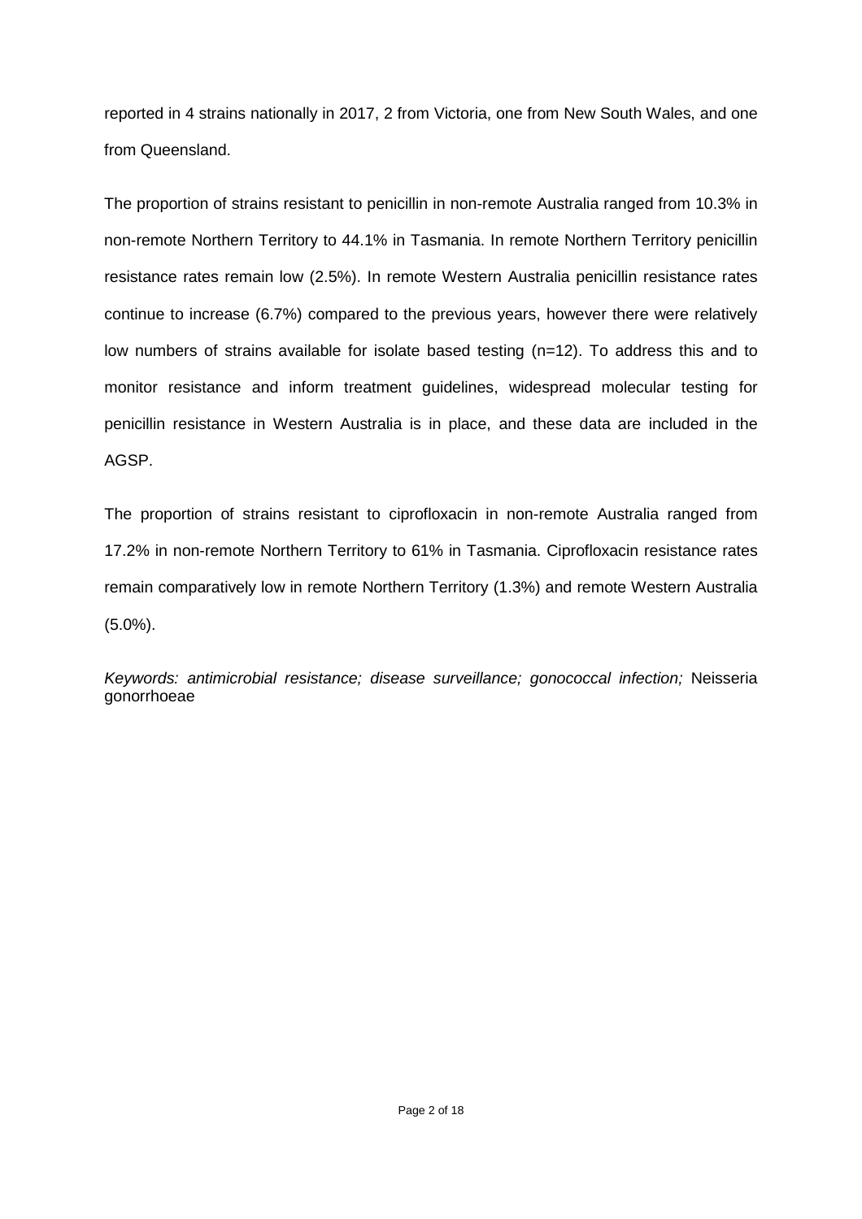reported in 4 strains nationally in 2017, 2 from Victoria, one from New South Wales, and one from Queensland.

The proportion of strains resistant to penicillin in non-remote Australia ranged from 10.3% in non-remote Northern Territory to 44.1% in Tasmania. In remote Northern Territory penicillin resistance rates remain low (2.5%). In remote Western Australia penicillin resistance rates continue to increase (6.7%) compared to the previous years, however there were relatively low numbers of strains available for isolate based testing (n=12). To address this and to monitor resistance and inform treatment guidelines, widespread molecular testing for penicillin resistance in Western Australia is in place, and these data are included in the AGSP.

The proportion of strains resistant to ciprofloxacin in non-remote Australia ranged from 17.2% in non-remote Northern Territory to 61% in Tasmania. Ciprofloxacin resistance rates remain comparatively low in remote Northern Territory (1.3%) and remote Western Australia (5.0%).

*Keywords: antimicrobial resistance; disease surveillance; gonococcal infection;* Neisseria gonorrhoeae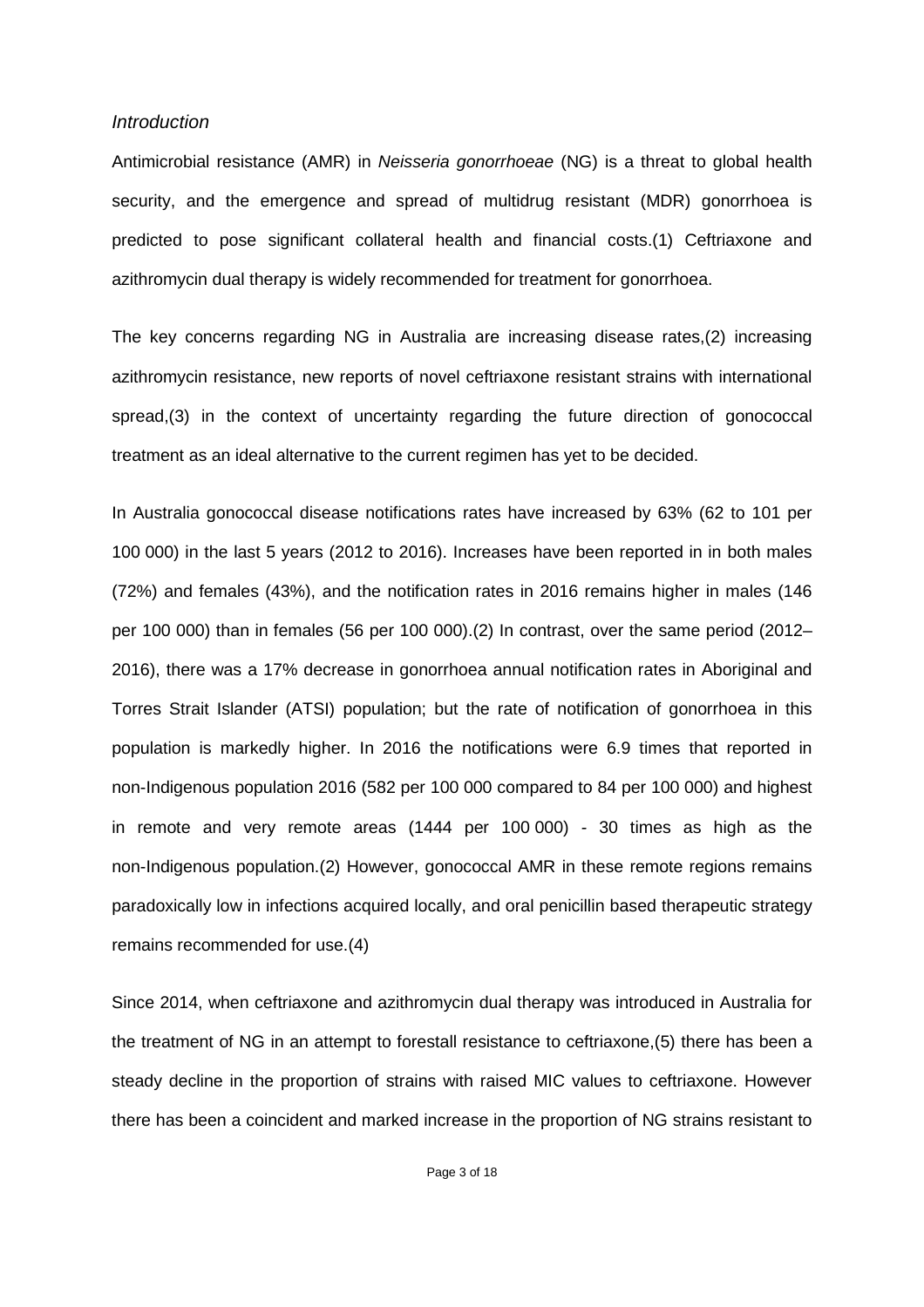*Introduction*

Antimicrobial resistance (AMR) in *Neisseria gonorrhoeae* (NG) is a threat to global health security, and the emergence and spread of multidrug resistant (MDR) gonorrhoea is predicted to pose significant collateral health and financial costs.(1) Ceftriaxone and azithromycin dual therapy is widely recommended for treatment for gonorrhoea.

The key concerns regarding NG in Australia are increasing disease rates,(2) increasing azithromycin resistance, new reports of novel ceftriaxone resistant strains with international spread,(3) in the context of uncertainty regarding the future direction of gonococcal treatment as an ideal alternative to the current regimen has yet to be decided.

In Australia gonococcal disease notifications rates have increased by 63% (62 to 101 per 100 000) in the last 5 years (2012 to 2016). Increases have been reported in in both males (72%) and females (43%), and the notification rates in 2016 remains higher in males (146 per 100 000) than in females (56 per 100 000).(2) In contrast, over the same period (2012–2016), there was a 17% decrease in gonorrhoea annual notification rates in Aboriginal and Torres Strait Islander (ATSI) population; but the rate of notification of gonorrhoea in this population is markedly higher. In 2016 the notifications were 6.9 times that reported in non-Indigenous population 2016 (582 per 100 000 compared to 84 per 100 000) and highest in remote and very remote areas (1444 per 100 000) - 30 times as high as the non-Indigenous population.(2) However, gonococcal AMR in these remote regions remains paradoxically low in infections acquired locally, and oral penicillin based therapeutic strategy remains recommended for use.(4)

Since 2014, when ceftriaxone and azithromycin dual therapy was introduced in Australia for the treatment of NG in an attempt to forestall resistance to ceftriaxone,(5) there has been a steady decline in the proportion of strains with raised MIC values to ceftriaxone. However there has been a coincident and marked increase in the proportion of NG strains resistant to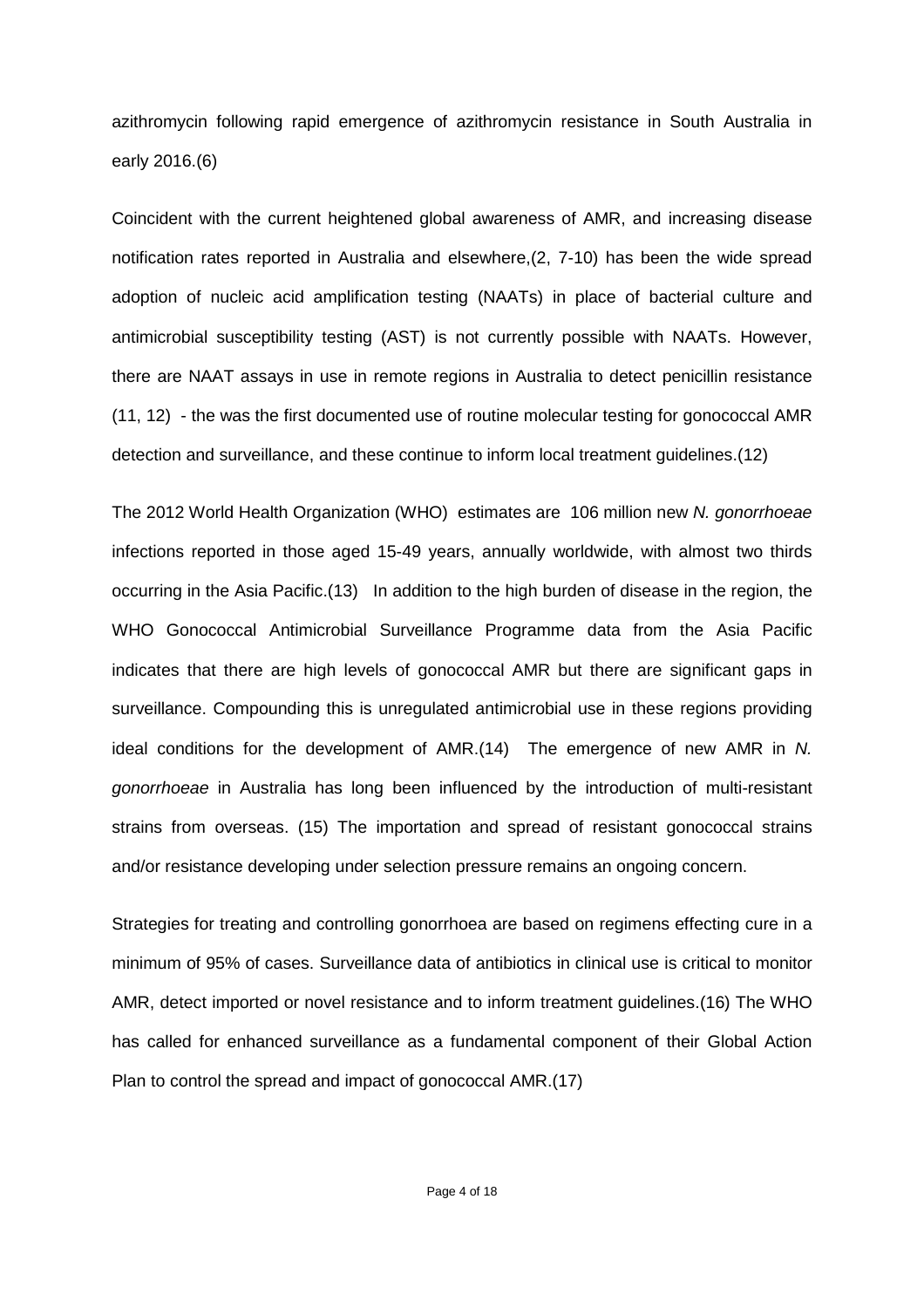azithromycin following rapid emergence of azithromycin resistance in South Australia in early 2016.(6)

Coincident with the current heightened global awareness of AMR, and increasing disease notification rates reported in Australia and elsewhere,(2, 7-10) has been the wide spread adoption of nucleic acid amplification testing (NAATs) in place of bacterial culture and antimicrobial susceptibility testing (AST) is not currently possible with NAATs. However, there are NAAT assays in use in remote regions in Australia to detect penicillin resistance (11, 12) - the was the first documented use of routine molecular testing for gonococcal AMR detection and surveillance, and these continue to inform local treatment guidelines.(12)

The 2012 World Health Organization (WHO) estimates are 106 million new *N. gonorrhoeae* infections reported in those aged 15-49 years, annually worldwide, with almost two thirds occurring in the Asia Pacific.(13) In addition to the high burden of disease in the region, the WHO Gonococcal Antimicrobial Surveillance Programme data from the Asia Pacific indicates that there are high levels of gonococcal AMR but there are significant gaps in surveillance. Compounding this is unregulated antimicrobial use in these regions providing ideal conditions for the development of AMR.(14) The emergence of new AMR in *N. gonorrhoeae* in Australia has long been influenced by the introduction of multi-resistant strains from overseas. (15) The importation and spread of resistant gonococcal strains and/or resistance developing under selection pressure remains an ongoing concern.

Strategies for treating and controlling gonorrhoea are based on regimens effecting cure in a minimum of 95% of cases. Surveillance data of antibiotics in clinical use is critical to monitor AMR, detect imported or novel resistance and to inform treatment guidelines.(16) The WHO has called for enhanced surveillance as a fundamental component of their Global Action Plan to control the spread and impact of gonococcal AMR.(17)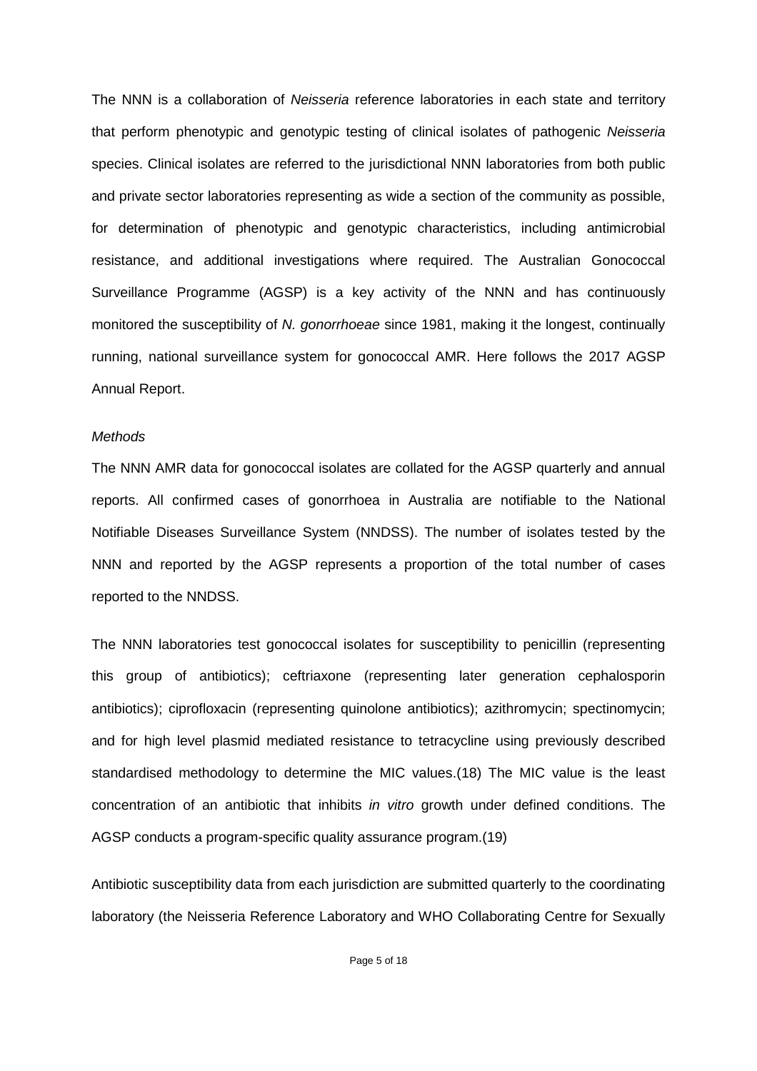The NNN is a collaboration of *Neisseria* reference laboratories in each state and territory that perform phenotypic and genotypic testing of clinical isolates of pathogenic *Neisseria* species. Clinical isolates are referred to the jurisdictional NNN laboratories from both public and private sector laboratories representing as wide a section of the community as possible, for determination of phenotypic and genotypic characteristics, including antimicrobial resistance, and additional investigations where required. The Australian Gonococcal Surveillance Programme (AGSP) is a key activity of the NNN and has continuously monitored the susceptibility of *N. gonorrhoeae* since 1981, making it the longest, continually running, national surveillance system for gonococcal AMR. Here follows the 2017 AGSP Annual Report.

*Methods*

The NNN AMR data for gonococcal isolates are collated for the AGSP quarterly and annual reports. All confirmed cases of gonorrhoea in Australia are notifiable to the National Notifiable Diseases Surveillance System (NNDSS). The number of isolates tested by the NNN and reported by the AGSP represents a proportion of the total number of cases reported to the NNDSS.

The NNN laboratories test gonococcal isolates for susceptibility to penicillin (representing this group of antibiotics); ceftriaxone (representing later generation cephalosporin antibiotics); ciprofloxacin (representing quinolone antibiotics); azithromycin; spectinomycin; and for high level plasmid mediated resistance to tetracycline using previously described standardised methodology to determine the MIC values.(18) The MIC value is the least concentration of an antibiotic that inhibits *in vitro* growth under defined conditions. The AGSP conducts a program-specific quality assurance program.(19)

Antibiotic susceptibility data from each jurisdiction are submitted quarterly to the coordinating laboratory (the Neisseria Reference Laboratory and WHO Collaborating Centre for Sexually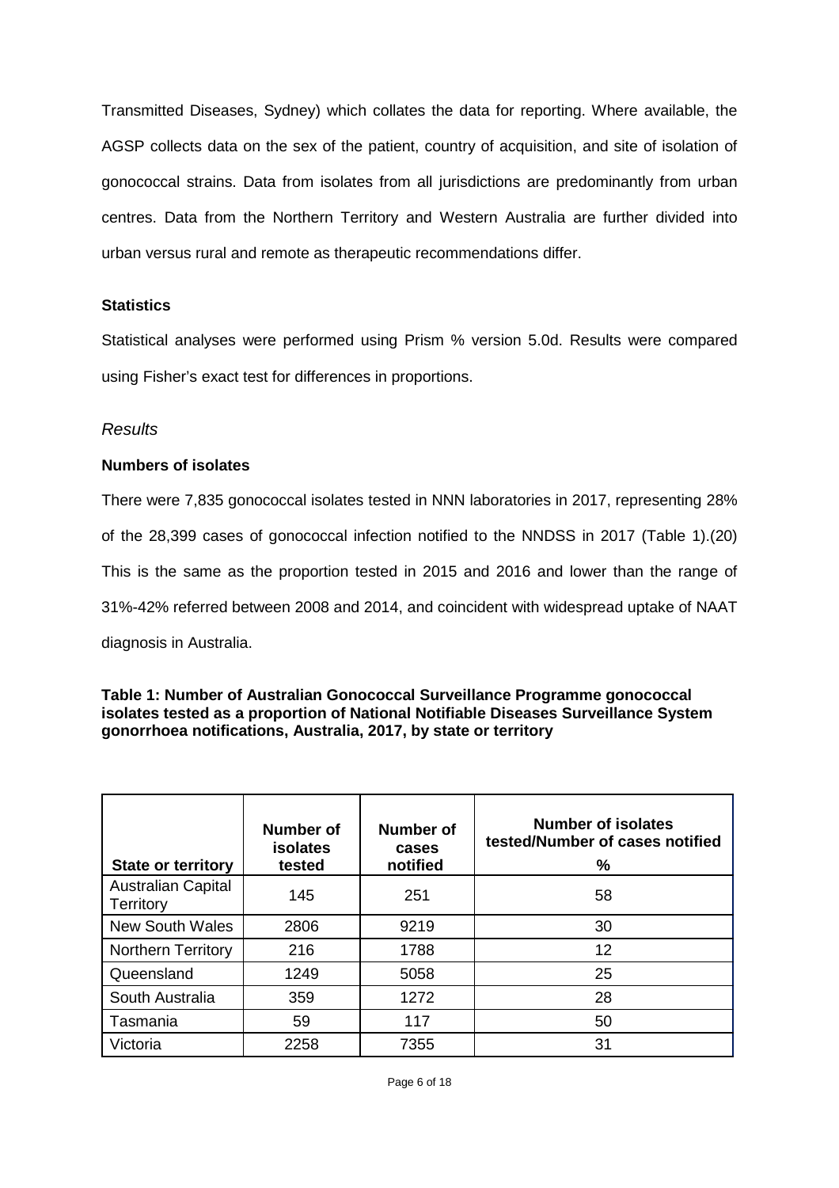Transmitted Diseases, Sydney) which collates the data for reporting. Where available, the AGSP collects data on the sex of the patient, country of acquisition, and site of isolation of gonococcal strains. Data from isolates from all jurisdictions are predominantly from urban centres. Data from the Northern Territory and Western Australia are further divided into urban versus rural and remote as therapeutic recommendations differ.

### Statistics

Statistical analyses were performed using Prism % version 5.0d. Results were compared using Fisher's exact test for differences in proportions.

## *Results*

### Numbers of isolates

There were 7,835 gonococcal isolates tested in NNN laboratories in 2017, representing 28% of the 28,399 cases of gonococcal infection notified to the NNDSS in 2017 (Table 1).(20) This is the same as the proportion tested in 2015 and 2016 and lower than the range of 31%-42% referred between 2008 and 2014, and coincident with widespread uptake of NAAT diagnosis in Australia.

**Table 1: Number of Australian Gonococcal Surveillance Programme gonococcal isolates tested as a proportion of National Notifiable Diseases Surveillance System gonorrhoea notifications, Australia, 2017, by state or territory**

| State or territory | Number of isolates tested | Number of cases notified | Number of isolates tested/Number of cases notified % |
|---|---|---|---|
| Australian Capital Territory | 145 | 251 | 58 |
| New South Wales | 2806 | 9219 | 30 |
| Northern Territory | 216 | 1788 | 12 |
| Queensland | 1249 | 5058 | 25 |
| South Australia | 359 | 1272 | 28 |
| Tasmania | 59 | 117 | 50 |
| Victoria | 2258 | 7355 | 31 |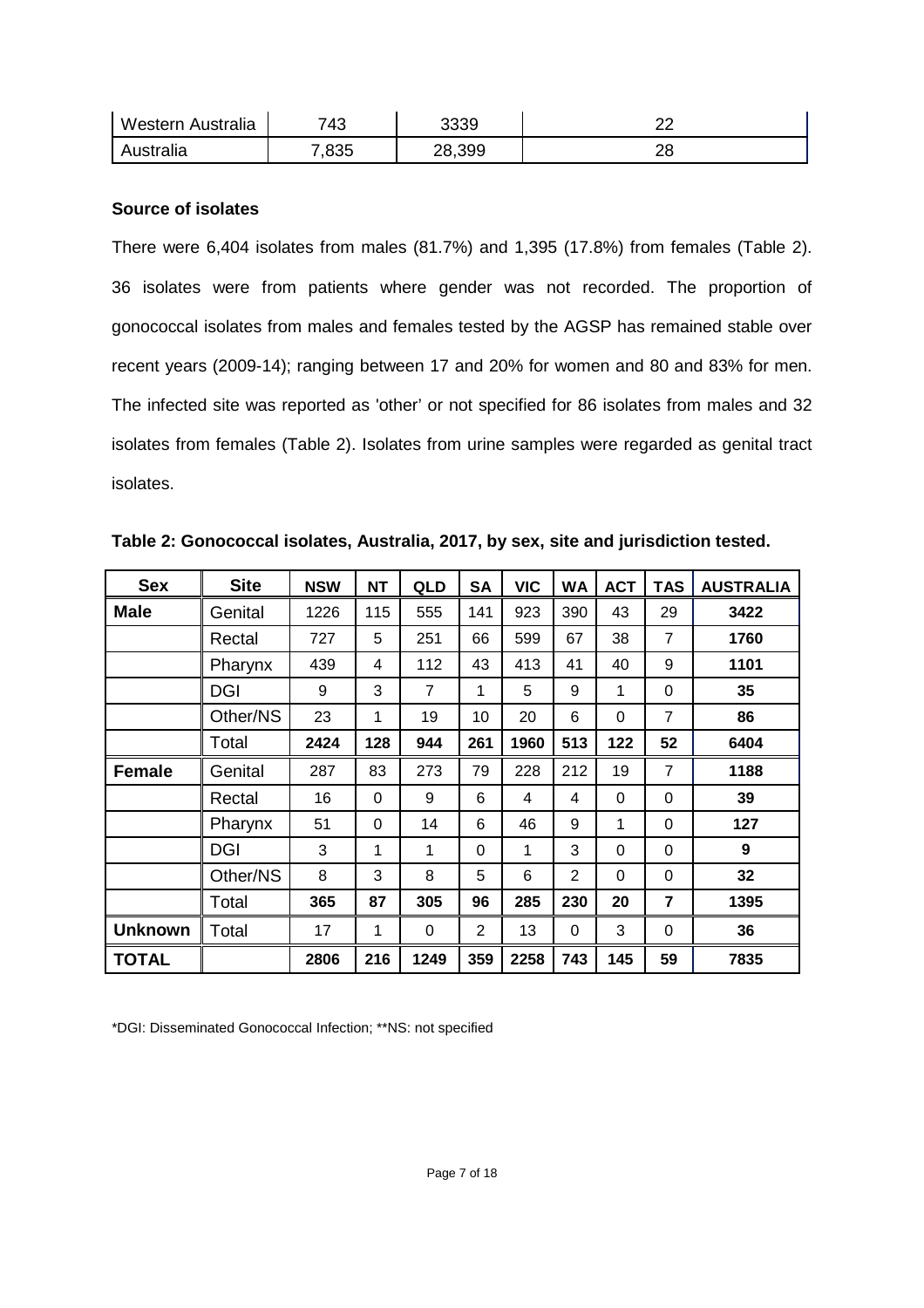| Western Australia | 743 | 3339 | 22 |
| --- | --- | --- | --- |
| Australia | 7,835 | 28,399 | 28 |

**Source of isolates**

There were 6,404 isolates from males (81.7%) and 1,395 (17.8%) from females (Table 2). 36 isolates were from patients where gender was not recorded. The proportion of gonococcal isolates from males and females tested by the AGSP has remained stable over recent years (2009-14); ranging between 17 and 20% for women and 80 and 83% for men. The infected site was reported as 'other' or not specified for 86 isolates from males and 32 isolates from females (Table 2). Isolates from urine samples were regarded as genital tract isolates.

**Table 2: Gonococcal isolates, Australia, 2017, by sex, site and jurisdiction tested.**

| Sex | Site | NSW | NT | QLD | SA | VIC | WA | ACT | TAS | AUSTRALIA |
| --- | --- | --- | --- | --- | --- | --- | --- | --- | --- | --- |
| **Male** | Genital | 1226 | 115 | 555 | 141 | 923 | 390 | 43 | 29 | **3422** |
| | Rectal | 727 | 5 | 251 | 66 | 599 | 67 | 38 | 7 | **1760** |
| | Pharynx | 439 | 4 | 112 | 43 | 413 | 41 | 40 | 9 | **1101** |
| | DGI | 9 | 3 | 7 | 1 | 5 | 9 | 1 | 0 | **35** |
| | Other/NS | 23 | 1 | 19 | 10 | 20 | 6 | 0 | 7 | **86** |
| | Total | **2424** | **128** | **944** | **261** | **1960** | **513** | **122** | **52** | **6404** |
| **Female** | Genital | 287 | 83 | 273 | 79 | 228 | 212 | 19 | 7 | **1188** |
| | Rectal | 16 | 0 | 9 | 6 | 4 | 4 | 0 | 0 | **39** |
| | Pharynx | 51 | 0 | 14 | 6 | 46 | 9 | 1 | 0 | **127** |
| | DGI | 3 | 1 | 1 | 0 | 1 | 3 | 0 | 0 | **9** |
| | Other/NS | 8 | 3 | 8 | 5 | 6 | 2 | 0 | 0 | **32** |
| | Total | **365** | **87** | **305** | **96** | **285** | **230** | **20** | **7** | **1395** |
| **Unknown** | Total | 17 | 1 | 0 | 2 | 13 | 0 | 3 | 0 | **36** |
| **TOTAL** | | **2806** | **216** | **1249** | **359** | **2258** | **743** | **145** | **59** | **7835** |

*DGI: Disseminated Gonococcal Infection; **NS: not specified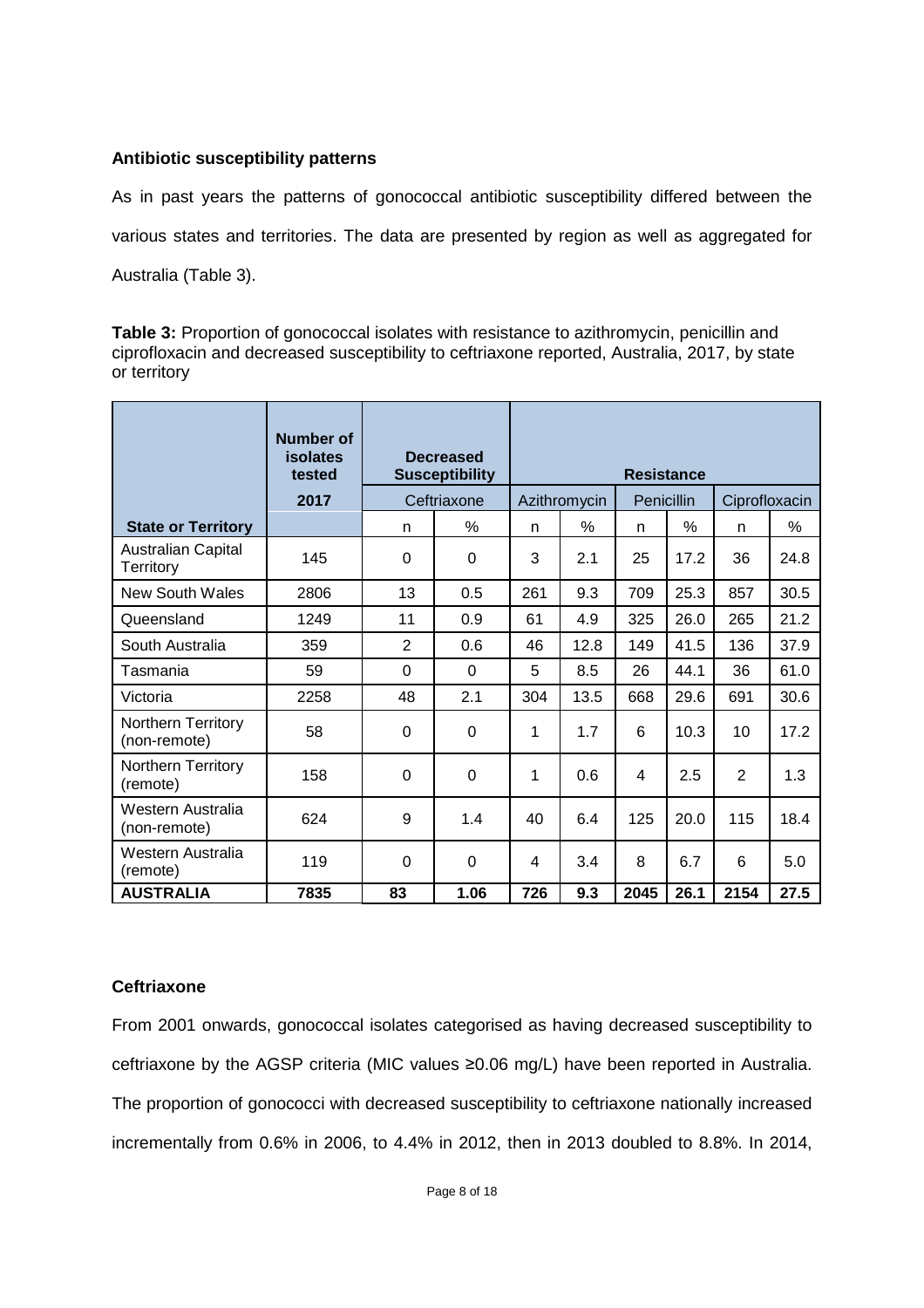### Antibiotic susceptibility patterns

As in past years the patterns of gonococcal antibiotic susceptibility differed between the various states and territories. The data are presented by region as well as aggregated for Australia (Table 3).

**Table 3:** Proportion of gonococcal isolates with resistance to azithromycin, penicillin and ciprofloxacin and decreased susceptibility to ceftriaxone reported, Australia, 2017, by state or territory

| | Number of isolates tested | Decreased Susceptibility | | Resistance | | | | | |
|---|---|---|---|---|---|---|---|---|---|
| | 2017 | Ceftriaxone | | Azithromycin | | Penicillin | | Ciprofloxacin | |
| **State or Territory** | | n | % | n | % | n | % | n | % |
| Australian Capital Territory | 145 | 0 | 0 | 3 | 2.1 | 25 | 17.2 | 36 | 24.8 |
| New South Wales | 2806 | 13 | 0.5 | 261 | 9.3 | 709 | 25.3 | 857 | 30.5 |
| Queensland | 1249 | 11 | 0.9 | 61 | 4.9 | 325 | 26.0 | 265 | 21.2 |
| South Australia | 359 | 2 | 0.6 | 46 | 12.8 | 149 | 41.5 | 136 | 37.9 |
| Tasmania | 59 | 0 | 0 | 5 | 8.5 | 26 | 44.1 | 36 | 61.0 |
| Victoria | 2258 | 48 | 2.1 | 304 | 13.5 | 668 | 29.6 | 691 | 30.6 |
| Northern Territory (non-remote) | 58 | 0 | 0 | 1 | 1.7 | 6 | 10.3 | 10 | 17.2 |
| Northern Territory (remote) | 158 | 0 | 0 | 1 | 0.6 | 4 | 2.5 | 2 | 1.3 |
| Western Australia (non-remote) | 624 | 9 | 1.4 | 40 | 6.4 | 125 | 20.0 | 115 | 18.4 |
| Western Australia (remote) | 119 | 0 | 0 | 4 | 3.4 | 8 | 6.7 | 6 | 5.0 |
| **AUSTRALIA** | **7835** | **83** | **1.06** | **726** | **9.3** | **2045** | **26.1** | **2154** | **27.5** |

### Ceftriaxone

From 2001 onwards, gonococcal isolates categorised as having decreased susceptibility to ceftriaxone by the AGSP criteria (MIC values ≥0.06 mg/L) have been reported in Australia. The proportion of gonococci with decreased susceptibility to ceftriaxone nationally increased incrementally from 0.6% in 2006, to 4.4% in 2012, then in 2013 doubled to 8.8%. In 2014,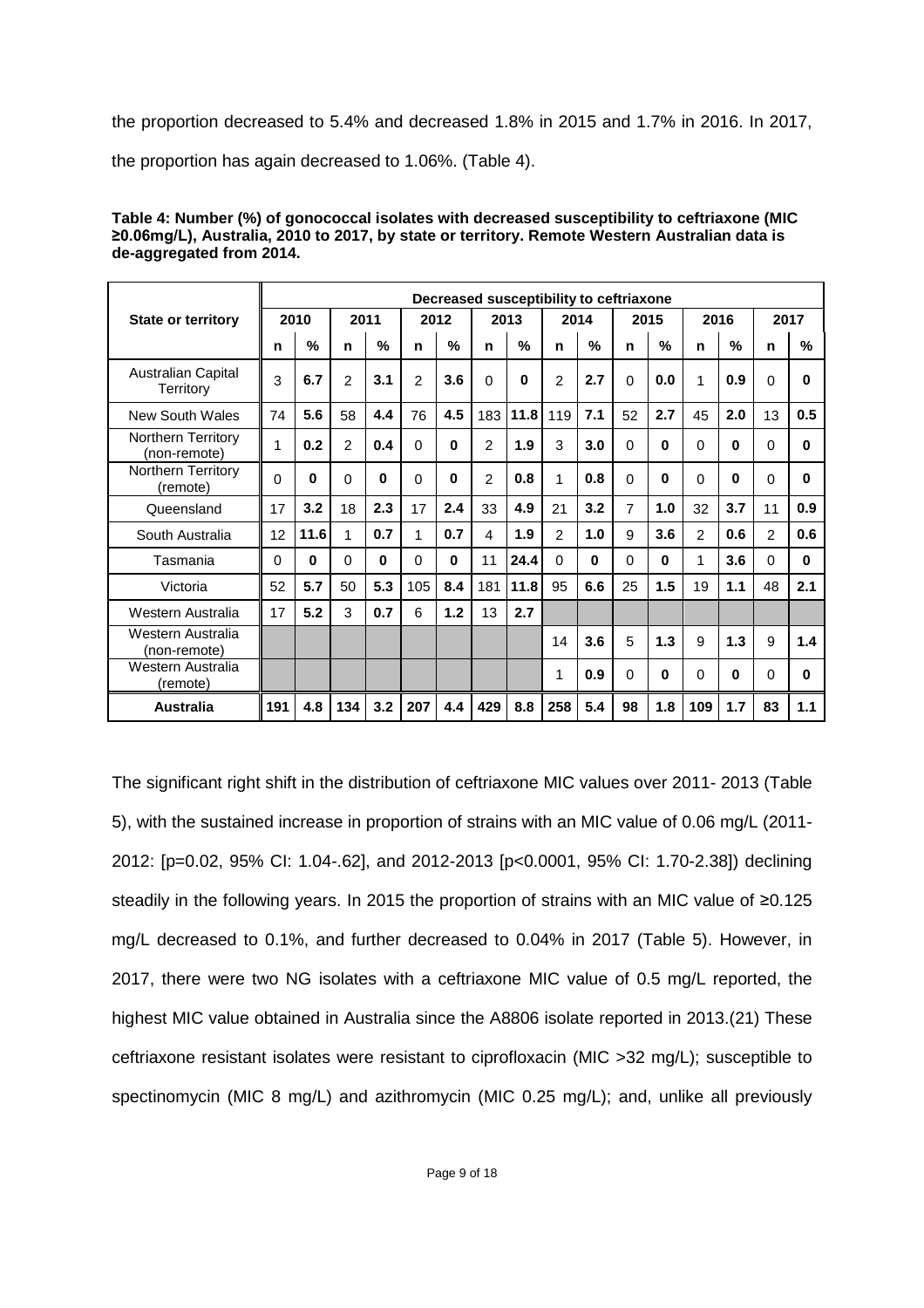the proportion decreased to 5.4% and decreased 1.8% in 2015 and 1.7% in 2016. In 2017, the proportion has again decreased to 1.06%. (Table 4).

**Table 4: Number (%) of gonococcal isolates with decreased susceptibility to ceftriaxone (MIC ≥0.06mg/L), Australia, 2010 to 2017, by state or territory. Remote Western Australian data is de-aggregated from 2014.**

| State or territory | Decreased susceptibility to ceftriaxone | | | | | | | | | | | | | | | |
|---|---|---|---|---|---|---|---|---|---|---|---|---|---|---|---|---|
| | 2010 | | 2011 | | 2012 | | 2013 | | 2014 | | 2015 | | 2016 | | 2017 | |
| | n | % | n | % | n | % | n | % | n | % | n | % | n | % | n | % |
| Australian Capital Territory | 3 | **6.7** | 2 | **3.1** | 2 | **3.6** | 0 | **0** | 2 | **2.7** | 0 | **0.0** | 1 | **0.9** | 0 | **0** |
| New South Wales | 74 | **5.6** | 58 | **4.4** | 76 | **4.5** | 183 | **11.8** | 119 | **7.1** | 52 | **2.7** | 45 | **2.0** | 13 | **0.5** |
| Northern Territory (non-remote) | 1 | **0.2** | 2 | **0.4** | 0 | **0** | 2 | **1.9** | 3 | **3.0** | 0 | **0** | 0 | **0** | 0 | **0** |
| Northern Territory (remote) | 0 | **0** | 0 | **0** | 0 | **0** | 2 | **0.8** | 1 | **0.8** | 0 | **0** | 0 | **0** | 0 | **0** |
| Queensland | 17 | **3.2** | 18 | **2.3** | 17 | **2.4** | 33 | **4.9** | 21 | **3.2** | 7 | **1.0** | 32 | **3.7** | 11 | **0.9** |
| South Australia | 12 | **11.6** | 1 | **0.7** | 1 | **0.7** | 4 | **1.9** | 2 | **1.0** | 9 | **3.6** | 2 | **0.6** | 2 | **0.6** |
| Tasmania | 0 | **0** | 0 | **0** | 0 | **0** | 11 | **24.4** | 0 | **0** | 0 | **0** | 1 | **3.6** | 0 | **0** |
| Victoria | 52 | **5.7** | 50 | **5.3** | 105 | **8.4** | 181 | **11.8** | 95 | **6.6** | 25 | **1.5** | 19 | **1.1** | 48 | **2.1** |
| Western Australia | 17 | **5.2** | 3 | **0.7** | 6 | **1.2** | 13 | **2.7** | | | | | | | | |
| Western Australia (non-remote) | | | | | | | | | 14 | **3.6** | 5 | **1.3** | 9 | **1.3** | 9 | **1.4** |
| Western Australia (remote) | | | | | | | | | 1 | **0.9** | 0 | **0** | 0 | **0** | 0 | **0** |
| **Australia** | **191** | **4.8** | **134** | **3.2** | **207** | **4.4** | **429** | **8.8** | **258** | **5.4** | **98** | **1.8** | **109** | **1.7** | **83** | **1.1** |

The significant right shift in the distribution of ceftriaxone MIC values over 2011- 2013 (Table 5), with the sustained increase in proportion of strains with an MIC value of 0.06 mg/L (2011-2012: [p=0.02, 95% CI: 1.04-.62], and 2012-2013 [p<0.0001, 95% CI: 1.70-2.38]) declining steadily in the following years. In 2015 the proportion of strains with an MIC value of ≥0.125 mg/L decreased to 0.1%, and further decreased to 0.04% in 2017 (Table 5). However, in 2017, there were two NG isolates with a ceftriaxone MIC value of 0.5 mg/L reported, the highest MIC value obtained in Australia since the A8806 isolate reported in 2013.(21) These ceftriaxone resistant isolates were resistant to ciprofloxacin (MIC >32 mg/L); susceptible to spectinomycin (MIC 8 mg/L) and azithromycin (MIC 0.25 mg/L); and, unlike all previously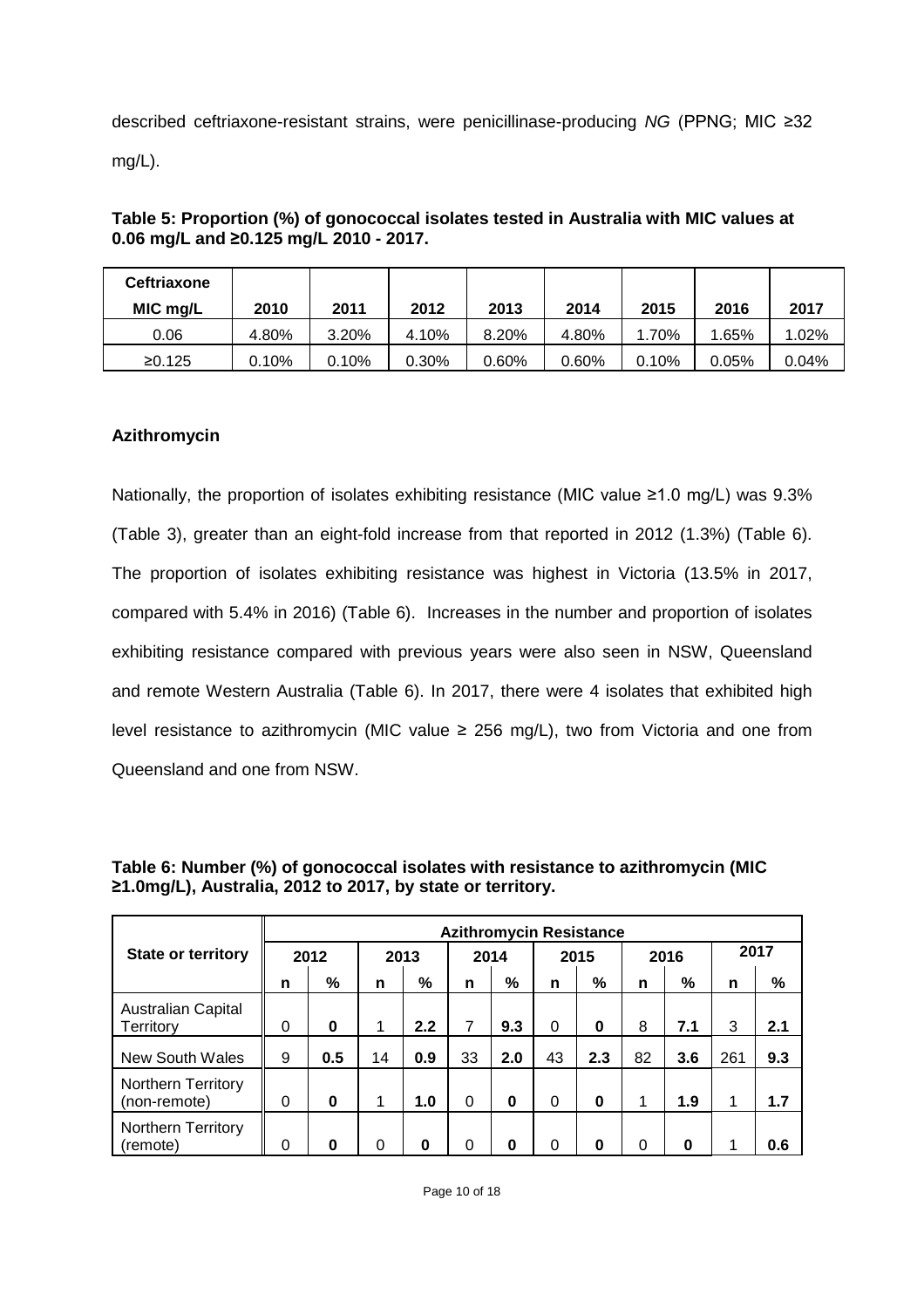described ceftriaxone-resistant strains, were penicillinase-producing *NG* (PPNG; MIC ≥32 mg/L).

**Table 5: Proportion (%) of gonococcal isolates tested in Australia with MIC values at 0.06 mg/L and ≥0.125 mg/L 2010 - 2017.**

| Ceftriaxone MIC mg/L | 2010 | 2011 | 2012 | 2013 | 2014 | 2015 | 2016 | 2017 |
|---|---|---|---|---|---|---|---|---|
| 0.06 | 4.80% | 3.20% | 4.10% | 8.20% | 4.80% | 1.70% | 1.65% | 1.02% |
| ≥0.125 | 0.10% | 0.10% | 0.30% | 0.60% | 0.60% | 0.10% | 0.05% | 0.04% |

**Azithromycin**

Nationally, the proportion of isolates exhibiting resistance (MIC value ≥1.0 mg/L) was 9.3% (Table 3), greater than an eight-fold increase from that reported in 2012 (1.3%) (Table 6). The proportion of isolates exhibiting resistance was highest in Victoria (13.5% in 2017, compared with 5.4% in 2016) (Table 6). Increases in the number and proportion of isolates exhibiting resistance compared with previous years were also seen in NSW, Queensland and remote Western Australia (Table 6). In 2017, there were 4 isolates that exhibited high level resistance to azithromycin (MIC value ≥ 256 mg/L), two from Victoria and one from Queensland and one from NSW.

**Table 6: Number (%) of gonococcal isolates with resistance to azithromycin (MIC ≥1.0mg/L), Australia, 2012 to 2017, by state or territory.**

| State or territory | Azithromycin Resistance | | | | | | | | | | | |
|---|---|---|---|---|---|---|---|---|---|---|---|---|
| | 2012 | | 2013 | | 2014 | | 2015 | | 2016 | | 2017 | |
| | n | % | n | % | n | % | n | % | n | % | n | % |
| Australian Capital Territory | 0 | **0** | 1 | **2.2** | 7 | **9.3** | 0 | **0** | 8 | **7.1** | 3 | **2.1** |
| New South Wales | 9 | **0.5** | 14 | **0.9** | 33 | **2.0** | 43 | **2.3** | 82 | **3.6** | 261 | **9.3** |
| Northern Territory (non-remote) | 0 | **0** | 1 | **1.0** | 0 | **0** | 0 | **0** | 1 | **1.9** | 1 | **1.7** |
| Northern Territory (remote) | 0 | **0** | 0 | **0** | 0 | **0** | 0 | **0** | 0 | **0** | 1 | **0.6** |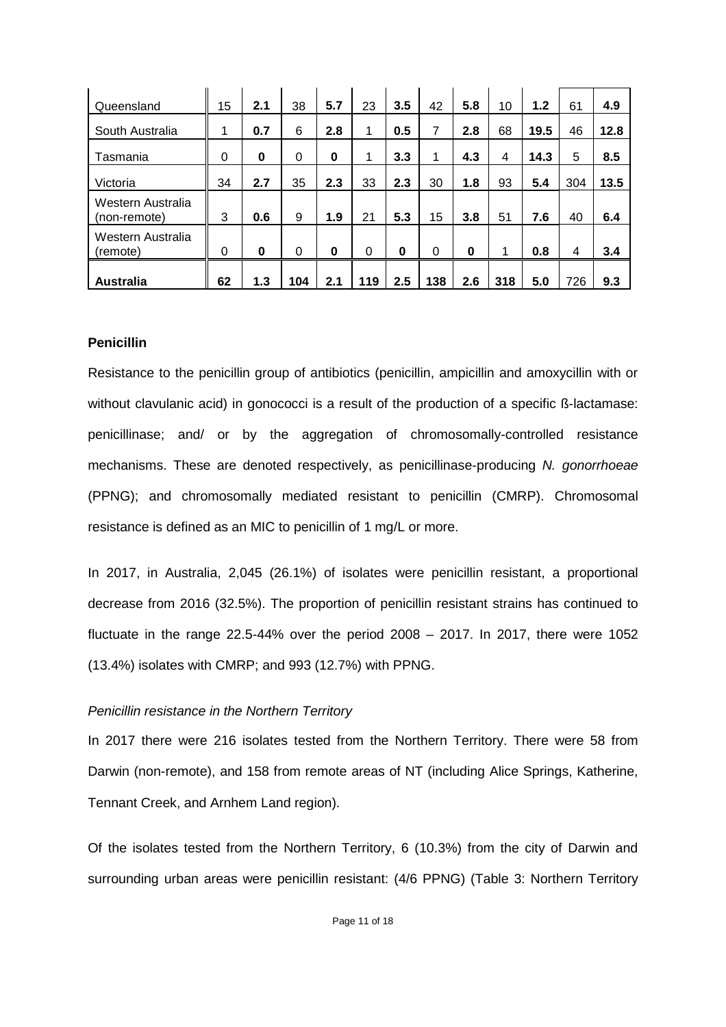| | | | | | | | | | | | | |
|---|---|---|---|---|---|---|---|---|---|---|---|---|
| Queensland | 15 | **2.1** | 38 | **5.7** | 23 | **3.5** | 42 | **5.8** | 10 | **1.2** | 61 | **4.9** |
| South Australia | 1 | **0.7** | 6 | **2.8** | 1 | **0.5** | 7 | **2.8** | 68 | **19.5** | 46 | **12.8** |
| Tasmania | 0 | **0** | 0 | **0** | 1 | **3.3** | 1 | **4.3** | 4 | **14.3** | 5 | **8.5** |
| Victoria | 34 | **2.7** | 35 | **2.3** | 33 | **2.3** | 30 | **1.8** | 93 | **5.4** | 304 | **13.5** |
| Western Australia (non-remote) | 3 | **0.6** | 9 | **1.9** | 21 | **5.3** | 15 | **3.8** | 51 | **7.6** | 40 | **6.4** |
| Western Australia (remote) | 0 | **0** | 0 | **0** | 0 | **0** | 0 | **0** | 1 | **0.8** | 4 | **3.4** |
| **Australia** | **62** | **1.3** | **104** | **2.1** | **119** | **2.5** | **138** | **2.6** | **318** | **5.0** | 726 | **9.3** |

**Penicillin**

Resistance to the penicillin group of antibiotics (penicillin, ampicillin and amoxycillin with or without clavulanic acid) in gonococci is a result of the production of a specific ß-lactamase: penicillinase; and/ or by the aggregation of chromosomally-controlled resistance mechanisms. These are denoted respectively, as penicillinase-producing *N. gonorrhoeae* (PPNG); and chromosomally mediated resistant to penicillin (CMRP). Chromosomal resistance is defined as an MIC to penicillin of 1 mg/L or more.

In 2017, in Australia, 2,045 (26.1%) of isolates were penicillin resistant, a proportional decrease from 2016 (32.5%). The proportion of penicillin resistant strains has continued to fluctuate in the range 22.5-44% over the period 2008 – 2017. In 2017, there were 1052 (13.4%) isolates with CMRP; and 993 (12.7%) with PPNG.

*Penicillin resistance in the Northern Territory*

In 2017 there were 216 isolates tested from the Northern Territory. There were 58 from Darwin (non-remote), and 158 from remote areas of NT (including Alice Springs, Katherine, Tennant Creek, and Arnhem Land region).

Of the isolates tested from the Northern Territory, 6 (10.3%) from the city of Darwin and surrounding urban areas were penicillin resistant: (4/6 PPNG) (Table 3: Northern Territory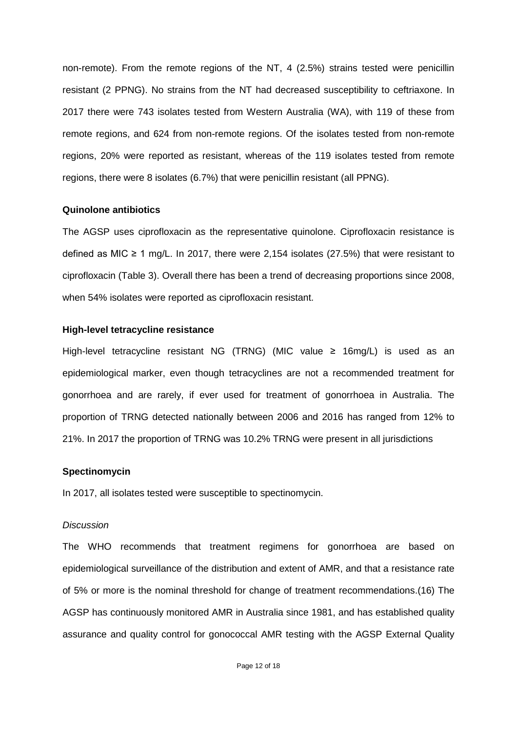non-remote). From the remote regions of the NT, 4 (2.5%) strains tested were penicillin resistant (2 PPNG). No strains from the NT had decreased susceptibility to ceftriaxone. In 2017 there were 743 isolates tested from Western Australia (WA), with 119 of these from remote regions, and 624 from non-remote regions. Of the isolates tested from non-remote regions, 20% were reported as resistant, whereas of the 119 isolates tested from remote regions, there were 8 isolates (6.7%) that were penicillin resistant (all PPNG).

**Quinolone antibiotics**

The AGSP uses ciprofloxacin as the representative quinolone. Ciprofloxacin resistance is defined as MIC ≥ 1 mg/L. In 2017, there were 2,154 isolates (27.5%) that were resistant to ciprofloxacin (Table 3). Overall there has been a trend of decreasing proportions since 2008, when 54% isolates were reported as ciprofloxacin resistant.

**High-level tetracycline resistance**

High-level tetracycline resistant NG (TRNG) (MIC value ≥ 16mg/L) is used as an epidemiological marker, even though tetracyclines are not a recommended treatment for gonorrhoea and are rarely, if ever used for treatment of gonorrhoea in Australia. The proportion of TRNG detected nationally between 2006 and 2016 has ranged from 12% to 21%. In 2017 the proportion of TRNG was 10.2% TRNG were present in all jurisdictions

**Spectinomycin**

In 2017, all isolates tested were susceptible to spectinomycin.

*Discussion*

The WHO recommends that treatment regimens for gonorrhoea are based on epidemiological surveillance of the distribution and extent of AMR, and that a resistance rate of 5% or more is the nominal threshold for change of treatment recommendations.(16) The AGSP has continuously monitored AMR in Australia since 1981, and has established quality assurance and quality control for gonococcal AMR testing with the AGSP External Quality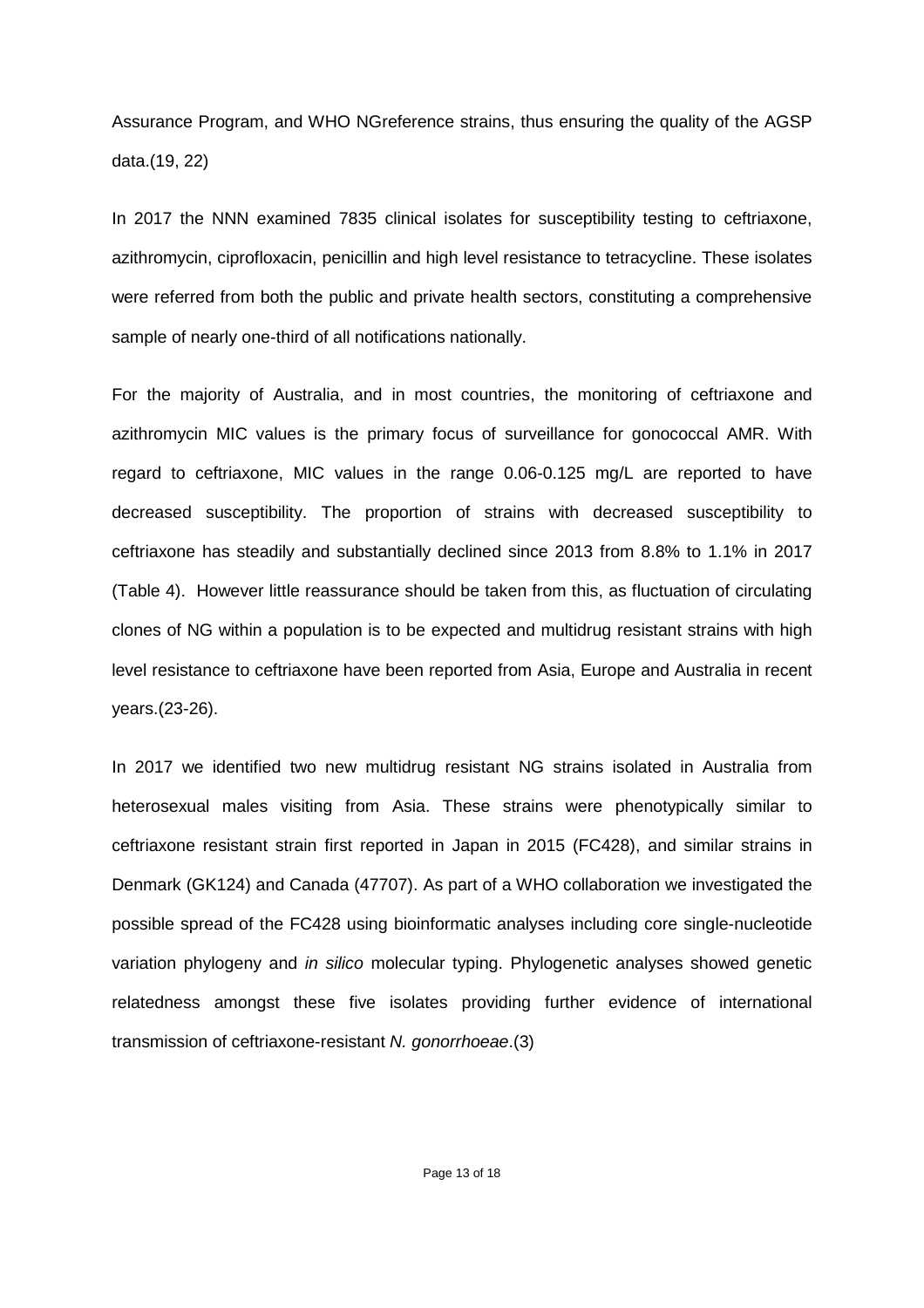Assurance Program, and WHO NGreference strains, thus ensuring the quality of the AGSP data.(19, 22)

In 2017 the NNN examined 7835 clinical isolates for susceptibility testing to ceftriaxone, azithromycin, ciprofloxacin, penicillin and high level resistance to tetracycline. These isolates were referred from both the public and private health sectors, constituting a comprehensive sample of nearly one-third of all notifications nationally.

For the majority of Australia, and in most countries, the monitoring of ceftriaxone and azithromycin MIC values is the primary focus of surveillance for gonococcal AMR. With regard to ceftriaxone, MIC values in the range 0.06-0.125 mg/L are reported to have decreased susceptibility. The proportion of strains with decreased susceptibility to ceftriaxone has steadily and substantially declined since 2013 from 8.8% to 1.1% in 2017 (Table 4). However little reassurance should be taken from this, as fluctuation of circulating clones of NG within a population is to be expected and multidrug resistant strains with high level resistance to ceftriaxone have been reported from Asia, Europe and Australia in recent years.(23-26).

In 2017 we identified two new multidrug resistant NG strains isolated in Australia from heterosexual males visiting from Asia. These strains were phenotypically similar to ceftriaxone resistant strain first reported in Japan in 2015 (FC428), and similar strains in Denmark (GK124) and Canada (47707). As part of a WHO collaboration we investigated the possible spread of the FC428 using bioinformatic analyses including core single-nucleotide variation phylogeny and *in silico* molecular typing. Phylogenetic analyses showed genetic relatedness amongst these five isolates providing further evidence of international transmission of ceftriaxone-resistant *N. gonorrhoeae*.(3)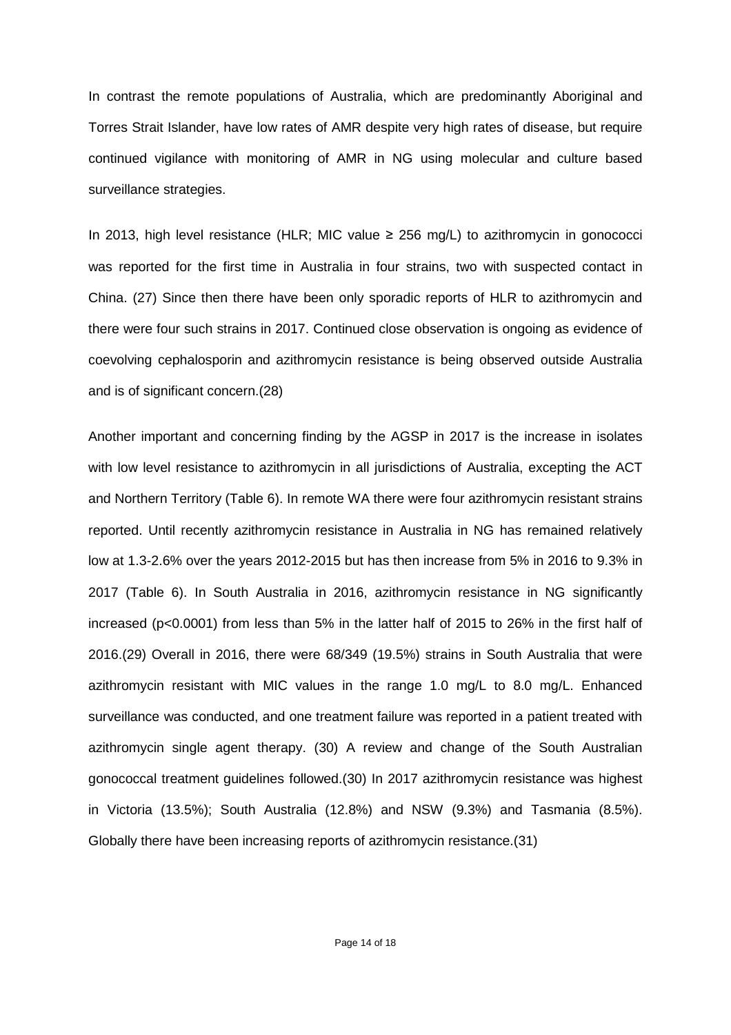In contrast the remote populations of Australia, which are predominantly Aboriginal and Torres Strait Islander, have low rates of AMR despite very high rates of disease, but require continued vigilance with monitoring of AMR in NG using molecular and culture based surveillance strategies.

In 2013, high level resistance (HLR; MIC value ≥ 256 mg/L) to azithromycin in gonococci was reported for the first time in Australia in four strains, two with suspected contact in China. (27) Since then there have been only sporadic reports of HLR to azithromycin and there were four such strains in 2017. Continued close observation is ongoing as evidence of coevolving cephalosporin and azithromycin resistance is being observed outside Australia and is of significant concern.(28)

Another important and concerning finding by the AGSP in 2017 is the increase in isolates with low level resistance to azithromycin in all jurisdictions of Australia, excepting the ACT and Northern Territory (Table 6). In remote WA there were four azithromycin resistant strains reported. Until recently azithromycin resistance in Australia in NG has remained relatively low at 1.3-2.6% over the years 2012-2015 but has then increase from 5% in 2016 to 9.3% in 2017 (Table 6). In South Australia in 2016, azithromycin resistance in NG significantly increased ($p<0.0001$) from less than 5% in the latter half of 2015 to 26% in the first half of 2016.(29) Overall in 2016, there were 68/349 (19.5%) strains in South Australia that were azithromycin resistant with MIC values in the range 1.0 mg/L to 8.0 mg/L. Enhanced surveillance was conducted, and one treatment failure was reported in a patient treated with azithromycin single agent therapy. (30) A review and change of the South Australian gonococcal treatment guidelines followed.(30) In 2017 azithromycin resistance was highest in Victoria (13.5%); South Australia (12.8%) and NSW (9.3%) and Tasmania (8.5%). Globally there have been increasing reports of azithromycin resistance.(31)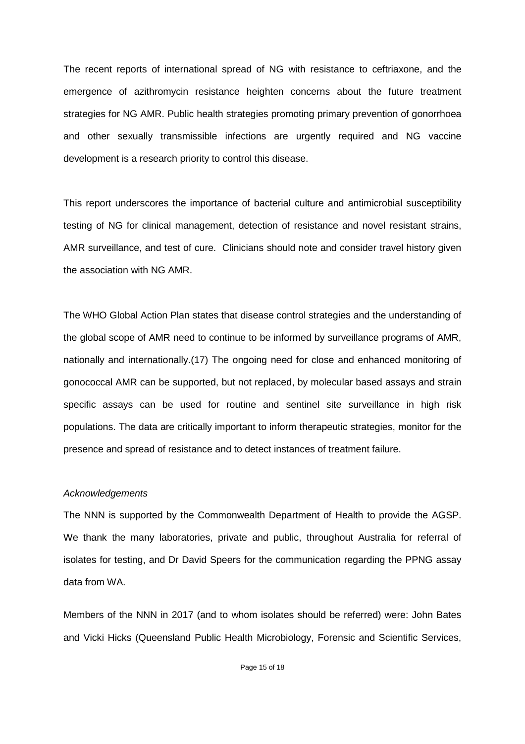The recent reports of international spread of NG with resistance to ceftriaxone, and the emergence of azithromycin resistance heighten concerns about the future treatment strategies for NG AMR. Public health strategies promoting primary prevention of gonorrhoea and other sexually transmissible infections are urgently required and NG vaccine development is a research priority to control this disease.

This report underscores the importance of bacterial culture and antimicrobial susceptibility testing of NG for clinical management, detection of resistance and novel resistant strains, AMR surveillance, and test of cure. Clinicians should note and consider travel history given the association with NG AMR.

The WHO Global Action Plan states that disease control strategies and the understanding of the global scope of AMR need to continue to be informed by surveillance programs of AMR, nationally and internationally.(17) The ongoing need for close and enhanced monitoring of gonococcal AMR can be supported, but not replaced, by molecular based assays and strain specific assays can be used for routine and sentinel site surveillance in high risk populations. The data are critically important to inform therapeutic strategies, monitor for the presence and spread of resistance and to detect instances of treatment failure.

*Acknowledgements*

The NNN is supported by the Commonwealth Department of Health to provide the AGSP. We thank the many laboratories, private and public, throughout Australia for referral of isolates for testing, and Dr David Speers for the communication regarding the PPNG assay data from WA.

Members of the NNN in 2017 (and to whom isolates should be referred) were: John Bates and Vicki Hicks (Queensland Public Health Microbiology, Forensic and Scientific Services,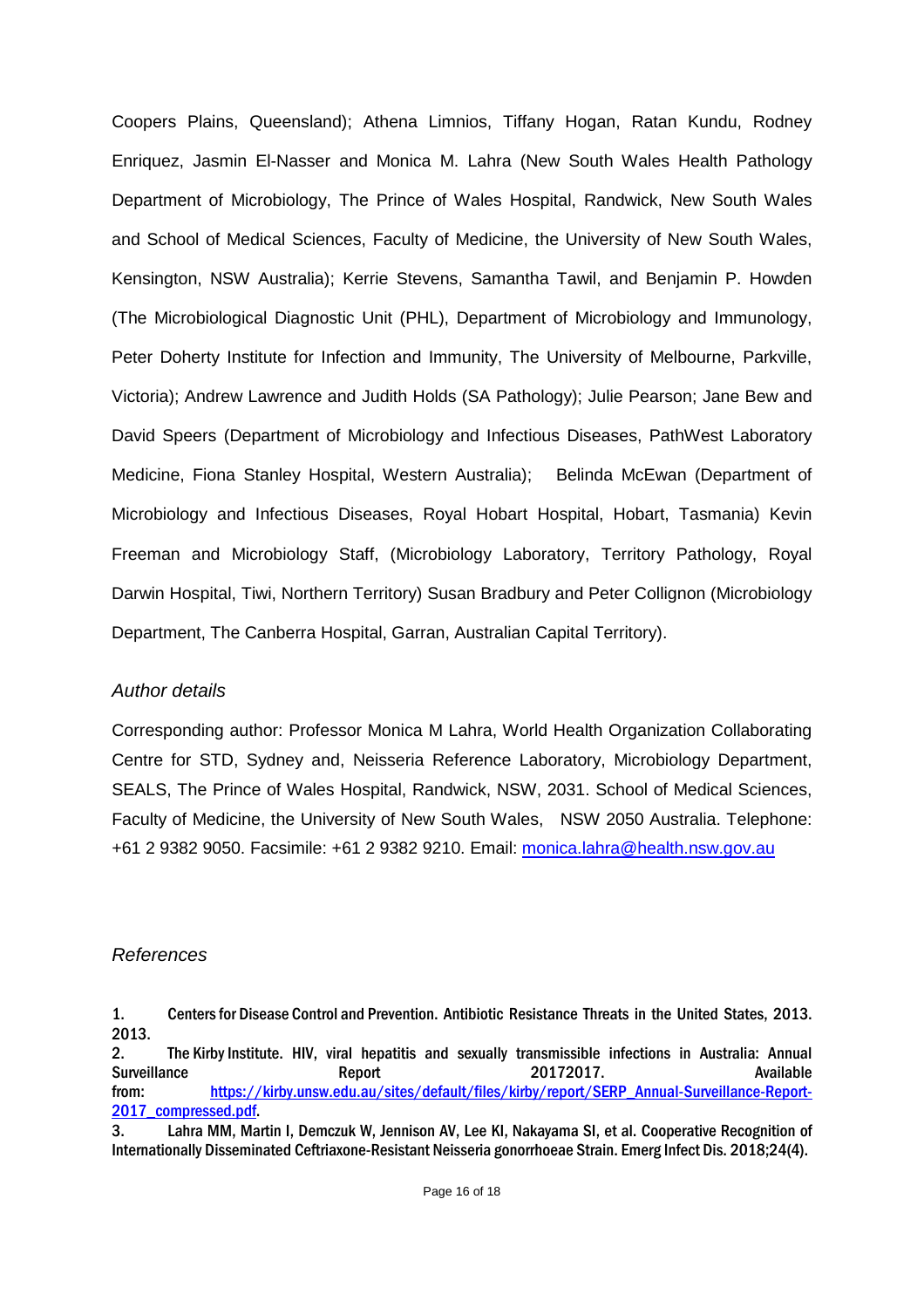Coopers Plains, Queensland); Athena Limnios, Tiffany Hogan, Ratan Kundu, Rodney Enriquez, Jasmin El-Nasser and Monica M. Lahra (New South Wales Health Pathology Department of Microbiology, The Prince of Wales Hospital, Randwick, New South Wales and School of Medical Sciences, Faculty of Medicine, the University of New South Wales, Kensington, NSW Australia); Kerrie Stevens, Samantha Tawil, and Benjamin P. Howden (The Microbiological Diagnostic Unit (PHL), Department of Microbiology and Immunology, Peter Doherty Institute for Infection and Immunity, The University of Melbourne, Parkville, Victoria); Andrew Lawrence and Judith Holds (SA Pathology); Julie Pearson; Jane Bew and David Speers (Department of Microbiology and Infectious Diseases, PathWest Laboratory Medicine, Fiona Stanley Hospital, Western Australia); Belinda McEwan (Department of Microbiology and Infectious Diseases, Royal Hobart Hospital, Hobart, Tasmania) Kevin Freeman and Microbiology Staff, (Microbiology Laboratory, Territory Pathology, Royal Darwin Hospital, Tiwi, Northern Territory) Susan Bradbury and Peter Collignon (Microbiology Department, The Canberra Hospital, Garran, Australian Capital Territory).

## *Author details*

Corresponding author: Professor Monica M Lahra, World Health Organization Collaborating Centre for STD, Sydney and, Neisseria Reference Laboratory, Microbiology Department, SEALS, The Prince of Wales Hospital, Randwick, NSW, 2031. School of Medical Sciences, Faculty of Medicine, the University of New South Wales, NSW 2050 Australia. Telephone: +61 2 9382 9050. Facsimile: +61 2 9382 9210. Email: monica.lahra@health.nsw.gov.au

## *References*

1. Centers for Disease Control and Prevention. Antibiotic Resistance Threats in the United States, 2013. 2013.
2. The Kirby Institute. HIV, viral hepatitis and sexually transmissible infections in Australia: Annual Surveillance Report 20172017. Available from: https://kirby.unsw.edu.au/sites/default/files/kirby/report/SERP_Annual-Surveillance-Report-2017_compressed.pdf.
3. Lahra MM, Martin I, Demczuk W, Jennison AV, Lee KI, Nakayama SI, et al. Cooperative Recognition of Internationally Disseminated Ceftriaxone-Resistant Neisseria gonorrhoeae Strain. Emerg Infect Dis. 2018;24(4).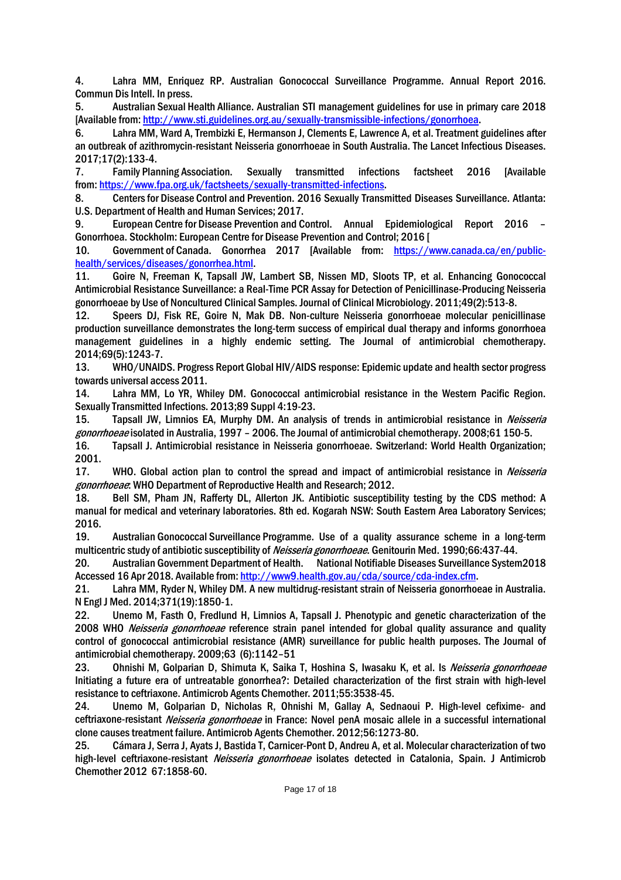4. Lahra MM, Enriquez RP. Australian Gonococcal Surveillance Programme. Annual Report 2016. Commun Dis Intell. In press.

5. Australian Sexual Health Alliance. Australian STI management guidelines for use in primary care 2018 [Available from: http://www.sti.guidelines.org.au/sexually-transmissible-infections/gonorrhoea.

6. Lahra MM, Ward A, Trembizki E, Hermanson J, Clements E, Lawrence A, et al. Treatment guidelines after an outbreak of azithromycin-resistant Neisseria gonorrhoeae in South Australia. The Lancet Infectious Diseases. 2017;17(2):133-4.

7. Family Planning Association. Sexually transmitted infections factsheet 2016 [Available from: https://www.fpa.org.uk/factsheets/sexually-transmitted-infections.

8. Centers for Disease Control and Prevention. 2016 Sexually Transmitted Diseases Surveillance. Atlanta: U.S. Department of Health and Human Services; 2017.

9. European Centre for Disease Prevention and Control. Annual Epidemiological Report 2016 – Gonorrhoea. Stockholm: European Centre for Disease Prevention and Control; 2016 [

10. Government of Canada. Gonorrhea 2017 [Available from: https://www.canada.ca/en/public-health/services/diseases/gonorrhea.html.

11. Goire N, Freeman K, Tapsall JW, Lambert SB, Nissen MD, Sloots TP, et al. Enhancing Gonococcal Antimicrobial Resistance Surveillance: a Real-Time PCR Assay for Detection of Penicillinase-Producing Neisseria gonorrhoeae by Use of Noncultured Clinical Samples. Journal of Clinical Microbiology. 2011;49(2):513-8.

12. Speers DJ, Fisk RE, Goire N, Mak DB. Non-culture Neisseria gonorrhoeae molecular penicillinase production surveillance demonstrates the long-term success of empirical dual therapy and informs gonorrhoea management guidelines in a highly endemic setting. The Journal of antimicrobial chemotherapy. 2014;69(5):1243-7.

13. WHO/UNAIDS. Progress Report Global HIV/AIDS response: Epidemic update and health sector progress towards universal access 2011.

14. Lahra MM, Lo YR, Whiley DM. Gonococcal antimicrobial resistance in the Western Pacific Region. Sexually Transmitted Infections. 2013;89 Suppl 4:19-23.

15. Tapsall JW, Limnios EA, Murphy DM. An analysis of trends in antimicrobial resistance in *Neisseria gonorrhoeae* isolated in Australia, 1997 – 2006. The Journal of antimicrobial chemotherapy. 2008;61 150-5.

16. Tapsall J. Antimicrobial resistance in Neisseria gonorrhoeae. Switzerland: World Health Organization; 2001.

17. WHO. Global action plan to control the spread and impact of antimicrobial resistance in *Neisseria gonorrhoeae*: WHO Department of Reproductive Health and Research; 2012.

18. Bell SM, Pham JN, Rafferty DL, Allerton JK. Antibiotic susceptibility testing by the CDS method: A manual for medical and veterinary laboratories. 8th ed. Kogarah NSW: South Eastern Area Laboratory Services; 2016.

19. Australian Gonococcal Surveillance Programme. Use of a quality assurance scheme in a long-term multicentric study of antibiotic susceptibility of *Neisseria gonorrhoeae*. Genitourin Med. 1990;66:437-44.

20. Australian Government Department of Health. National Notifiable Diseases Surveillance System2018 Accessed 16 Apr 2018. Available from: http://www9.health.gov.au/cda/source/cda-index.cfm.

21. Lahra MM, Ryder N, Whiley DM. A new multidrug-resistant strain of Neisseria gonorrhoeae in Australia. N Engl J Med. 2014;371(19):1850-1.

22. Unemo M, Fasth O, Fredlund H, Limnios A, Tapsall J. Phenotypic and genetic characterization of the 2008 WHO *Neisseria gonorrhoeae* reference strain panel intended for global quality assurance and quality control of gonococcal antimicrobial resistance (AMR) surveillance for public health purposes. The Journal of antimicrobial chemotherapy. 2009;63 (6):1142–51

23. Ohnishi M, Golparian D, Shimuta K, Saika T, Hoshina S, Iwasaku K, et al. Is *Neisseria gonorrhoeae* Initiating a future era of untreatable gonorrhea?: Detailed characterization of the first strain with high-level resistance to ceftriaxone. Antimicrob Agents Chemother. 2011;55:3538-45.

24. Unemo M, Golparian D, Nicholas R, Ohnishi M, Gallay A, Sednaoui P. High-level cefixime- and ceftriaxone-resistant *Neisseria gonorrhoeae* in France: Novel penA mosaic allele in a successful international clone causes treatment failure. Antimicrob Agents Chemother. 2012;56:1273-80.

25. Cámara J, Serra J, Ayats J, Bastida T, Carnicer-Pont D, Andreu A, et al. Molecular characterization of two high-level ceftriaxone-resistant *Neisseria gonorrhoeae* isolates detected in Catalonia, Spain. J Antimicrob Chemother 2012 67:1858-60.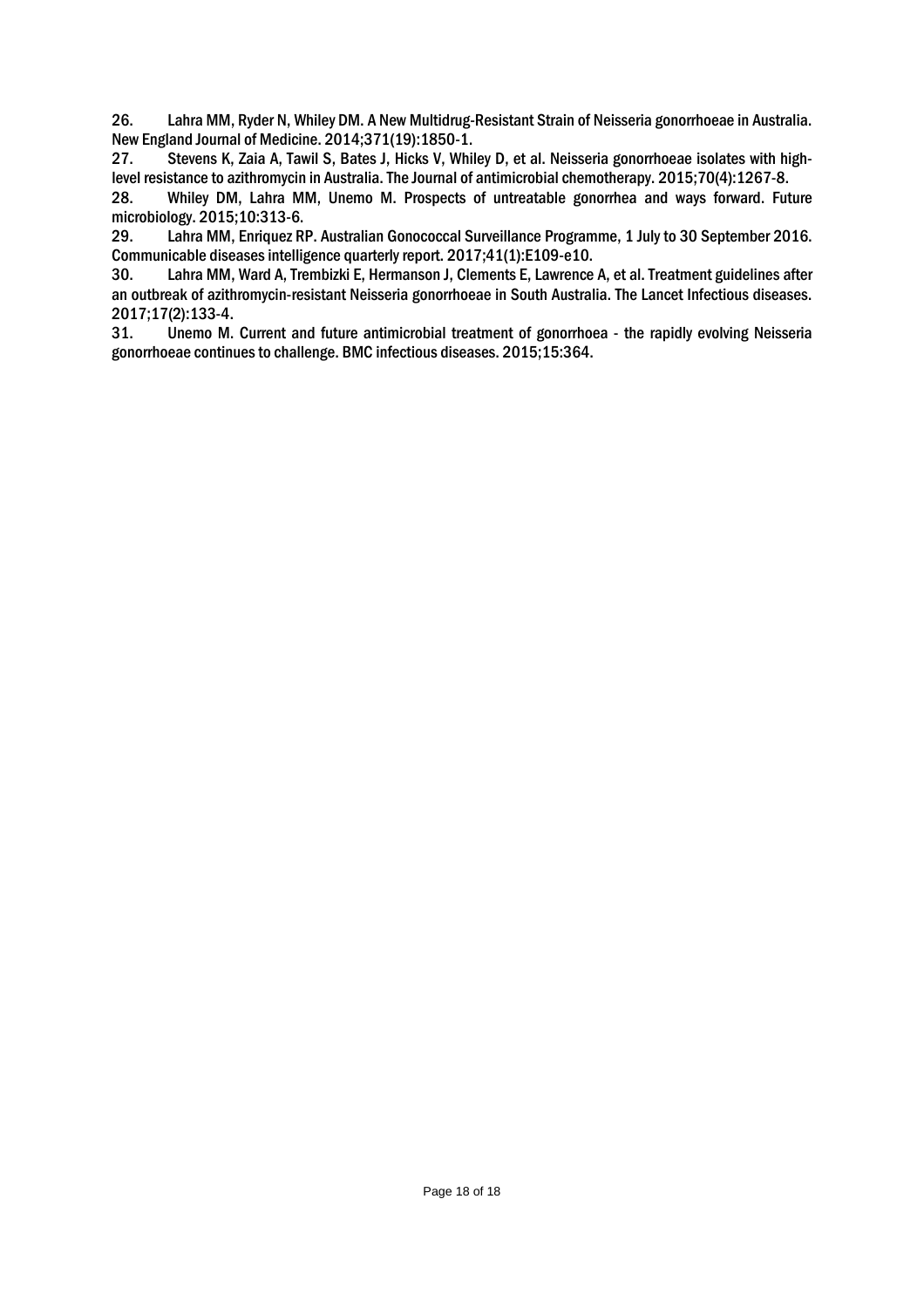26. Lahra MM, Ryder N, Whiley DM. A New Multidrug-Resistant Strain of Neisseria gonorrhoeae in Australia. New England Journal of Medicine. 2014;371(19):1850-1.

27. Stevens K, Zaia A, Tawil S, Bates J, Hicks V, Whiley D, et al. Neisseria gonorrhoeae isolates with high-level resistance to azithromycin in Australia. The Journal of antimicrobial chemotherapy. 2015;70(4):1267-8.

28. Whiley DM, Lahra MM, Unemo M. Prospects of untreatable gonorrhea and ways forward. Future microbiology. 2015;10:313-6.

29. Lahra MM, Enriquez RP. Australian Gonococcal Surveillance Programme, 1 July to 30 September 2016. Communicable diseases intelligence quarterly report. 2017;41(1):E109-e10.

30. Lahra MM, Ward A, Trembizki E, Hermanson J, Clements E, Lawrence A, et al. Treatment guidelines after an outbreak of azithromycin-resistant Neisseria gonorrhoeae in South Australia. The Lancet Infectious diseases. 2017;17(2):133-4.

31. Unemo M. Current and future antimicrobial treatment of gonorrhoea - the rapidly evolving Neisseria gonorrhoeae continues to challenge. BMC infectious diseases. 2015;15:364.